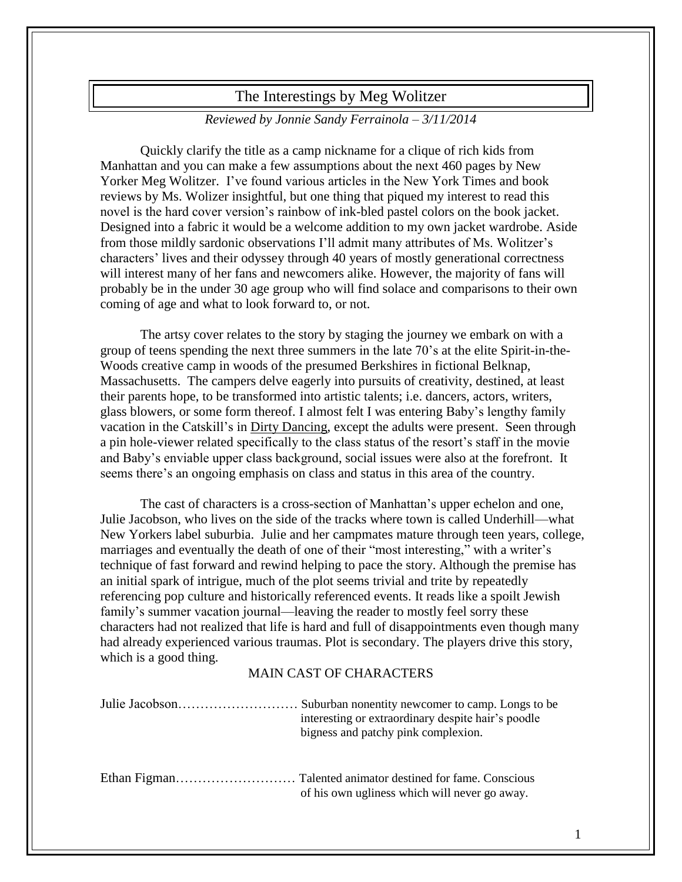# The Interestings by Meg Wolitzer

*Reviewed by Jonnie Sandy Ferrainola – 3/11/2014*

Quickly clarify the title as a camp nickname for a clique of rich kids from Manhattan and you can make a few assumptions about the next 460 pages by New Yorker Meg Wolitzer. I've found various articles in the New York Times and book reviews by Ms. Wolizer insightful, but one thing that piqued my interest to read this novel is the hard cover version's rainbow of ink-bled pastel colors on the book jacket. Designed into a fabric it would be a welcome addition to my own jacket wardrobe. Aside from those mildly sardonic observations I'll admit many attributes of Ms. Wolitzer's characters' lives and their odyssey through 40 years of mostly generational correctness will interest many of her fans and newcomers alike. However, the majority of fans will probably be in the under 30 age group who will find solace and comparisons to their own coming of age and what to look forward to, or not.

The artsy cover relates to the story by staging the journey we embark on with a group of teens spending the next three summers in the late 70's at the elite Spirit-in-the-Woods creative camp in woods of the presumed Berkshires in fictional Belknap, Massachusetts. The campers delve eagerly into pursuits of creativity, destined, at least their parents hope, to be transformed into artistic talents; i.e. dancers, actors, writers, glass blowers, or some form thereof. I almost felt I was entering Baby's lengthy family vacation in the Catskill's in Dirty Dancing, except the adults were present. Seen through a pin hole-viewer related specifically to the class status of the resort's staff in the movie and Baby's enviable upper class background, social issues were also at the forefront. It seems there's an ongoing emphasis on class and status in this area of the country.

The cast of characters is a cross-section of Manhattan's upper echelon and one, Julie Jacobson, who lives on the side of the tracks where town is called Underhill—what New Yorkers label suburbia. Julie and her campmates mature through teen years, college, marriages and eventually the death of one of their "most interesting," with a writer's technique of fast forward and rewind helping to pace the story. Although the premise has an initial spark of intrigue, much of the plot seems trivial and trite by repeatedly referencing pop culture and historically referenced events. It reads like a spoilt Jewish family's summer vacation journal—leaving the reader to mostly feel sorry these characters had not realized that life is hard and full of disappointments even though many had already experienced various traumas. Plot is secondary. The players drive this story, which is a good thing.

MAIN CAST OF CHARACTERS

Julie Jacobson……………………… Suburban nonentity newcomer to camp. Longs to be interesting or extraordinary despite hair's poodle bigness and patchy pink complexion.

Ethan Figman……………………… Talented animator destined for fame. Conscious of his own ugliness which will never go away.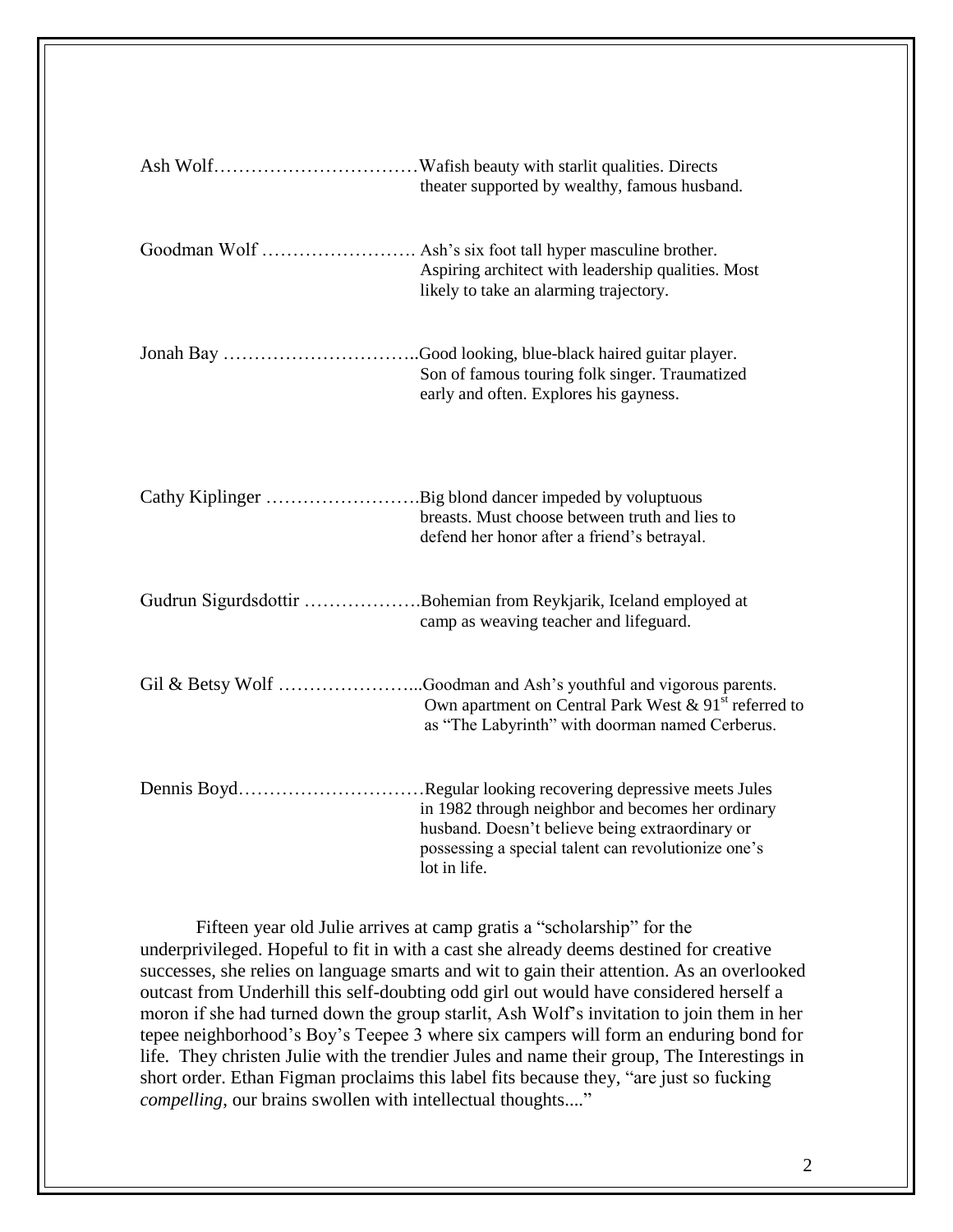Ash Wolf……………………………Wafish beauty with starlit qualities. Directs theater supported by wealthy, famous husband.

Goodman Wolf ……………………. Ash's six foot tall hyper masculine brother. Aspiring architect with leadership qualities. Most likely to take an alarming trajectory.

Jonah Bay …………………………..Good looking, blue-black haired guitar player. Son of famous touring folk singer. Traumatized early and often. Explores his gayness.

Cathy Kiplinger …………………….Big blond dancer impeded by voluptuous breasts. Must choose between truth and lies to defend her honor after a friend's betrayal.

Gudrun Sigurdsdottir ……………….Bohemian from Reykjarik, Iceland employed at camp as weaving teacher and lifeguard.

Gil & Betsy Wolf …………………...Goodman and Ash's youthful and vigorous parents. Own apartment on Central Park West & 91st referred to as "The Labyrinth" with doorman named Cerberus.

Dennis Boyd…………………………Regular looking recovering depressive meets Jules in 1982 through neighbor and becomes her ordinary husband. Doesn't believe being extraordinary or possessing a special talent can revolutionize one's lot in life.

Fifteen year old Julie arrives at camp gratis a "scholarship" for the underprivileged. Hopeful to fit in with a cast she already deems destined for creative successes, she relies on language smarts and wit to gain their attention. As an overlooked outcast from Underhill this self-doubting odd girl out would have considered herself a moron if she had turned down the group starlit, Ash Wolf's invitation to join them in her tepee neighborhood's Boy's Teepee 3 where six campers will form an enduring bond for life. They christen Julie with the trendier Jules and name their group, The Interestings in short order. Ethan Figman proclaims this label fits because they, "are just so fucking *compelling*, our brains swollen with intellectual thoughts...."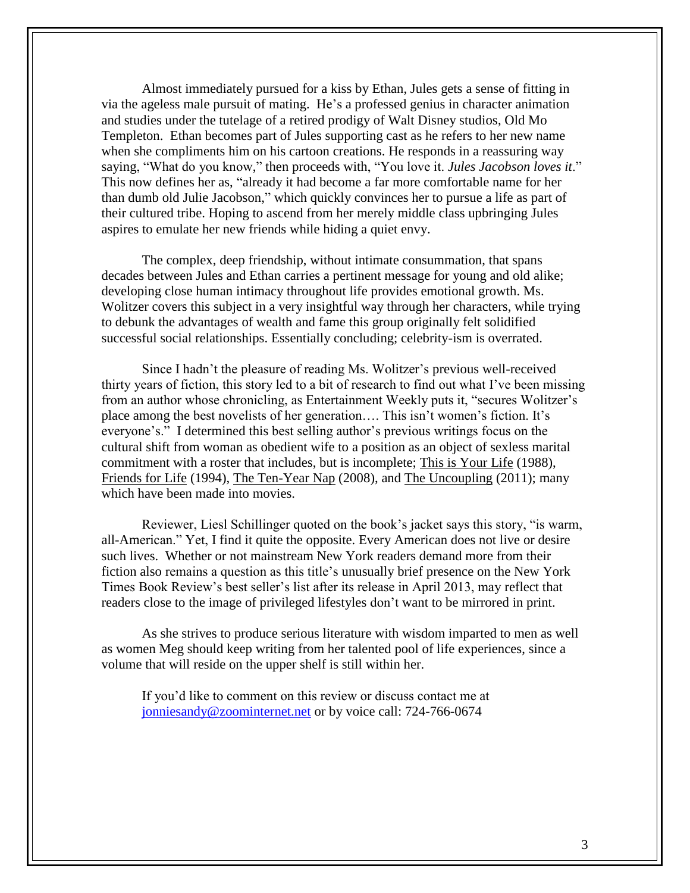Almost immediately pursued for a kiss by Ethan, Jules gets a sense of fitting in via the ageless male pursuit of mating. He's a professed genius in character animation and studies under the tutelage of a retired prodigy of Walt Disney studios, Old Mo Templeton. Ethan becomes part of Jules supporting cast as he refers to her new name when she compliments him on his cartoon creations. He responds in a reassuring way saying, "What do you know," then proceeds with, "You love it. *Jules Jacobson loves it*." This now defines her as, "already it had become a far more comfortable name for her than dumb old Julie Jacobson," which quickly convinces her to pursue a life as part of their cultured tribe. Hoping to ascend from her merely middle class upbringing Jules aspires to emulate her new friends while hiding a quiet envy.

The complex, deep friendship, without intimate consummation, that spans decades between Jules and Ethan carries a pertinent message for young and old alike; developing close human intimacy throughout life provides emotional growth. Ms. Wolitzer covers this subject in a very insightful way through her characters, while trying to debunk the advantages of wealth and fame this group originally felt solidified successful social relationships. Essentially concluding; celebrity-ism is overrated.

Since I hadn't the pleasure of reading Ms. Wolitzer's previous well-received thirty years of fiction, this story led to a bit of research to find out what I've been missing from an author whose chronicling, as Entertainment Weekly puts it, "secures Wolitzer's place among the best novelists of her generation…. This isn't women's fiction. It's everyone's." I determined this best selling author's previous writings focus on the cultural shift from woman as obedient wife to a position as an object of sexless marital commitment with a roster that includes, but is incomplete; This is Your Life (1988), Friends for Life (1994), The Ten-Year Nap (2008), and The Uncoupling (2011); many which have been made into movies.

Reviewer, Liesl Schillinger quoted on the book's jacket says this story, "is warm, all-American." Yet, I find it quite the opposite. Every American does not live or desire such lives. Whether or not mainstream New York readers demand more from their fiction also remains a question as this title's unusually brief presence on the New York Times Book Review's best seller's list after its release in April 2013, may reflect that readers close to the image of privileged lifestyles don't want to be mirrored in print.

As she strives to produce serious literature with wisdom imparted to men as well as women Meg should keep writing from her talented pool of life experiences, since a volume that will reside on the upper shelf is still within her.

If you'd like to comment on this review or discuss contact me at jonniesandy@zoominternet.net or by voice call: 724-766-0674